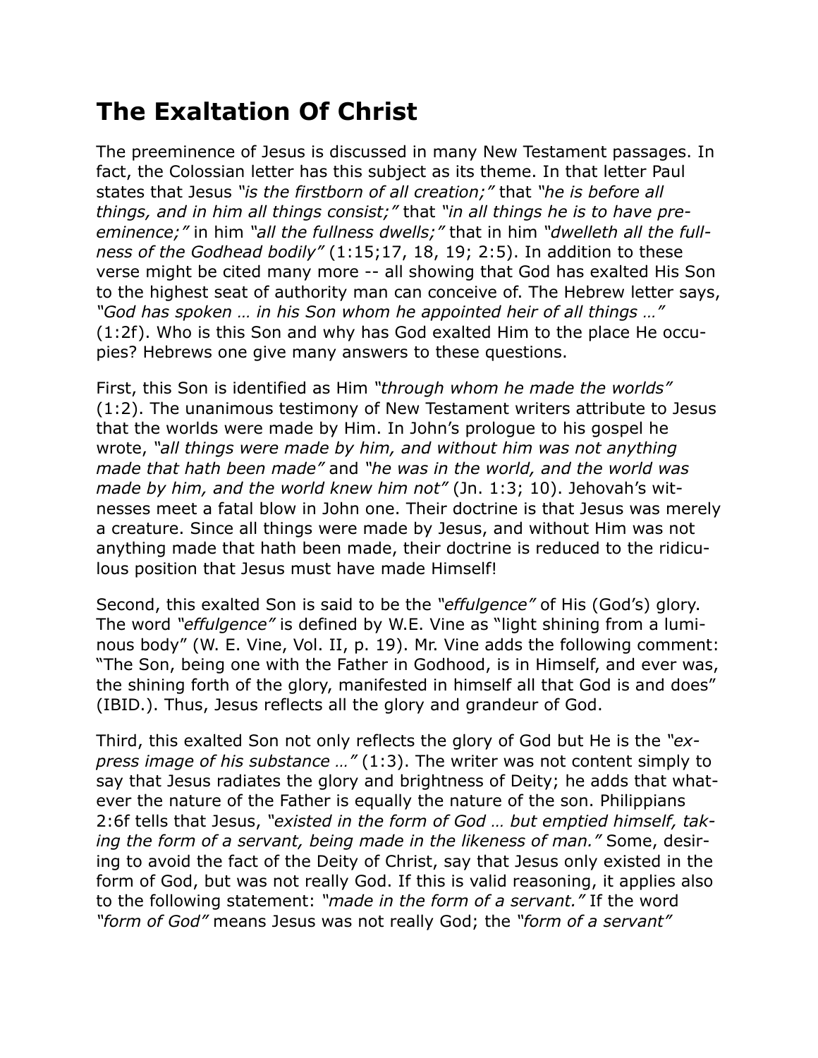# The Exaltation Of Christ

The preeminence of Jesus is discussed in many New Testament passages. In fact, the Colossian letter has this subject as its theme. In that letter Paul states that Jesus *"is the firstborn of all creation;"* that *"he is before all things, and in him all things consist;"* that *"in all things he is to have pre-eminence;"* in him *"all the fullness dwells;"* that in him *"dwelleth all the fullness of the Godhead bodily"* (1:15;17, 18, 19; 2:5). In addition to these verse might be cited many more -- all showing that God has exalted His Son to the highest seat of authority man can conceive of. The Hebrew letter says, *"God has spoken … in his Son whom he appointed heir of all things …"* (1:2f). Who is this Son and why has God exalted Him to the place He occupies? Hebrews one give many answers to these questions.

First, this Son is identified as Him *"through whom he made the worlds"* (1:2). The unanimous testimony of New Testament writers attribute to Jesus that the worlds were made by Him. In John's prologue to his gospel he wrote, *"all things were made by him, and without him was not anything made that hath been made"* and *"he was in the world, and the world was made by him, and the world knew him not"* (Jn. 1:3; 10). Jehovah's witnesses meet a fatal blow in John one. Their doctrine is that Jesus was merely a creature. Since all things were made by Jesus, and without Him was not anything made that hath been made, their doctrine is reduced to the ridiculous position that Jesus must have made Himself!

Second, this exalted Son is said to be the *"effulgence"* of His (God's) glory. The word *"effulgence"* is defined by W.E. Vine as "light shining from a luminous body" (W. E. Vine, Vol. II, p. 19). Mr. Vine adds the following comment: "The Son, being one with the Father in Godhood, is in Himself, and ever was, the shining forth of the glory, manifested in himself all that God is and does" (IBID.). Thus, Jesus reflects all the glory and grandeur of God.

Third, this exalted Son not only reflects the glory of God but He is the *"express image of his substance …"* (1:3). The writer was not content simply to say that Jesus radiates the glory and brightness of Deity; he adds that whatever the nature of the Father is equally the nature of the son. Philippians 2:6f tells that Jesus, *"existed in the form of God … but emptied himself, taking the form of a servant, being made in the likeness of man."* Some, desiring to avoid the fact of the Deity of Christ, say that Jesus only existed in the form of God, but was not really God. If this is valid reasoning, it applies also to the following statement: *"made in the form of a servant."* If the word *"form of God"* means Jesus was not really God; the *"form of a servant"*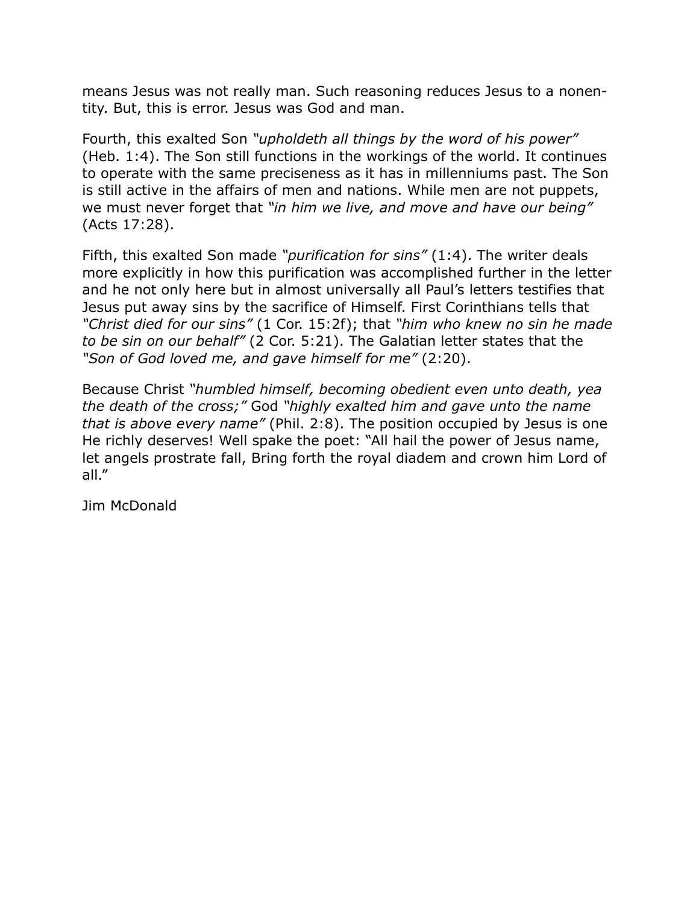means Jesus was not really man. Such reasoning reduces Jesus to a nonentity. But, this is error. Jesus was God and man.

Fourth, this exalted Son *"upholdeth all things by the word of his power"* (Heb. 1:4). The Son still functions in the workings of the world. It continues to operate with the same preciseness as it has in millenniums past. The Son is still active in the affairs of men and nations. While men are not puppets, we must never forget that *"in him we live, and move and have our being"* (Acts 17:28).

Fifth, this exalted Son made *"purification for sins"* (1:4). The writer deals more explicitly in how this purification was accomplished further in the letter and he not only here but in almost universally all Paul's letters testifies that Jesus put away sins by the sacrifice of Himself. First Corinthians tells that *"Christ died for our sins"* (1 Cor. 15:2f); that *"him who knew no sin he made to be sin on our behalf"* (2 Cor. 5:21). The Galatian letter states that the *"Son of God loved me, and gave himself for me"* (2:20).

Because Christ *"humbled himself, becoming obedient even unto death, yea the death of the cross;"* God *"highly exalted him and gave unto the name that is above every name"* (Phil. 2:8). The position occupied by Jesus is one He richly deserves! Well spake the poet: "All hail the power of Jesus name, let angels prostrate fall, Bring forth the royal diadem and crown him Lord of all."

Jim McDonald